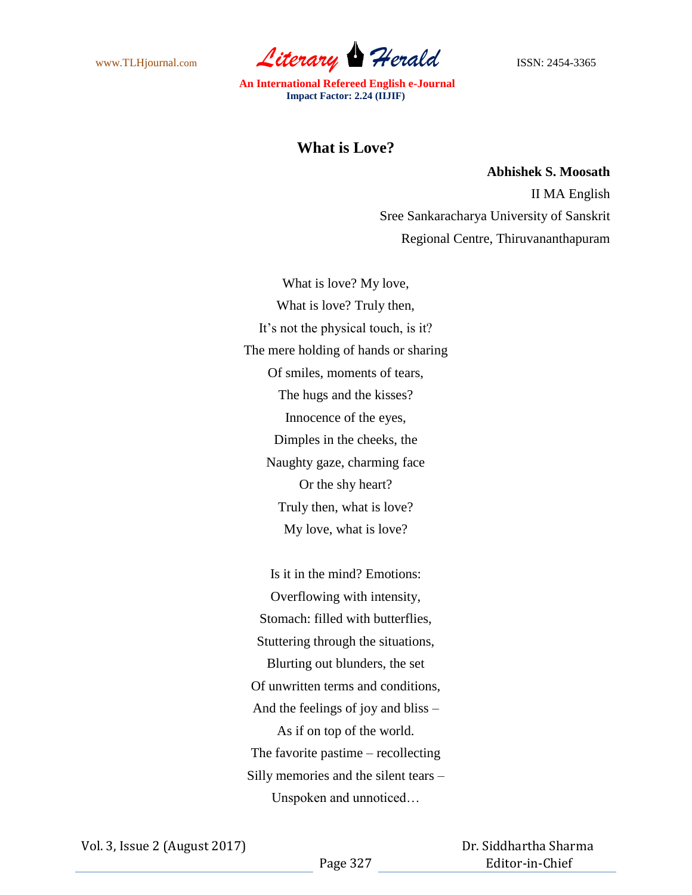# What is Love?

**Abhishek S. Moosath**

II MA English

Sree Sankaracharya University of Sanskrit

Regional Centre, Thiruvananthapuram

What is love? My love,
What is love? Truly then,
It's not the physical touch, is it?
The mere holding of hands or sharing
Of smiles, moments of tears,
The hugs and the kisses?
Innocence of the eyes,
Dimples in the cheeks, the
Naughty gaze, charming face
Or the shy heart?
Truly then, what is love?
My love, what is love?

Is it in the mind? Emotions:
Overflowing with intensity,
Stomach: filled with butterflies,
Stuttering through the situations,
Blurting out blunders, the set
Of unwritten terms and conditions,
And the feelings of joy and bliss –
As if on top of the world.
The favorite pastime – recollecting
Silly memories and the silent tears –
Unspoken and unnoticed…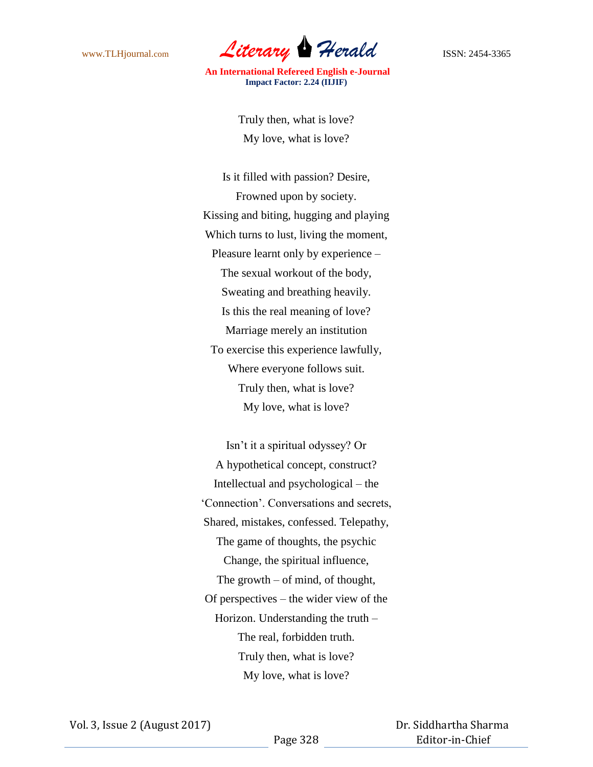Truly then, what is love?  
My love, what is love?

Is it filled with passion? Desire,  
Frowned upon by society.  
Kissing and biting, hugging and playing  
Which turns to lust, living the moment,  
Pleasure learnt only by experience –  
The sexual workout of the body,  
Sweating and breathing heavily.  
Is this the real meaning of love?  
Marriage merely an institution  
To exercise this experience lawfully,  
Where everyone follows suit.  
Truly then, what is love?  
My love, what is love?

Isn't it a spiritual odyssey? Or  
A hypothetical concept, construct?  
Intellectual and psychological – the  
'Connection'. Conversations and secrets,  
Shared, mistakes, confessed. Telepathy,  
The game of thoughts, the psychic  
Change, the spiritual influence,  
The growth – of mind, of thought,  
Of perspectives – the wider view of the  
Horizon. Understanding the truth –  
The real, forbidden truth.  
Truly then, what is love?  
My love, what is love?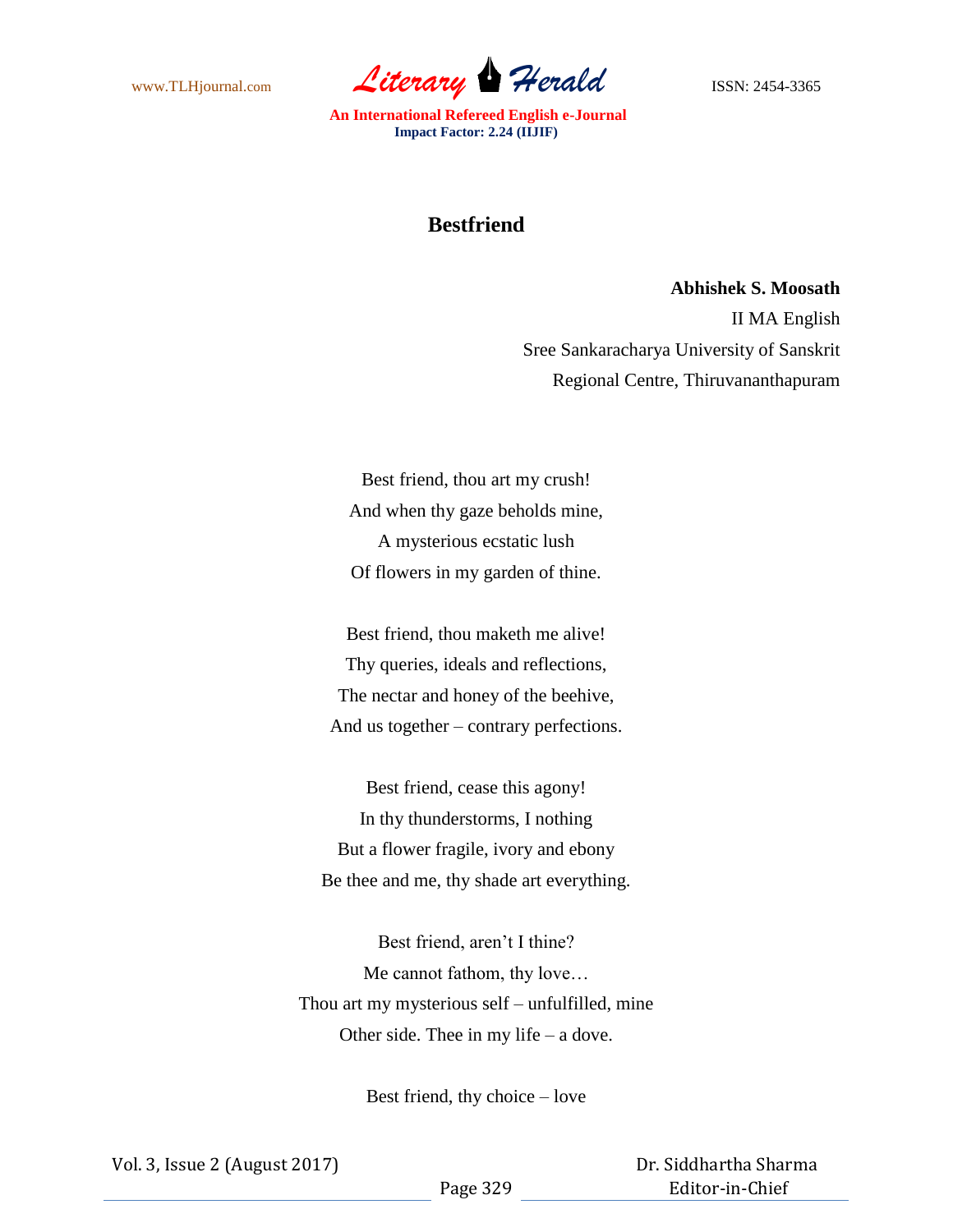# Bestfriend

**Abhishek S. Moosath**

II MA English

Sree Sankaracharya University of Sanskrit

Regional Centre, Thiruvananthapuram

Best friend, thou art my crush!
And when thy gaze beholds mine,
A mysterious ecstatic lush
Of flowers in my garden of thine.

Best friend, thou maketh me alive!
Thy queries, ideals and reflections,
The nectar and honey of the beehive,
And us together – contrary perfections.

Best friend, cease this agony!
In thy thunderstorms, I nothing
But a flower fragile, ivory and ebony
Be thee and me, thy shade art everything.

Best friend, aren't I thine?
Me cannot fathom, thy love…
Thou art my mysterious self – unfulfilled, mine
Other side. Thee in my life – a dove.

Best friend, thy choice – love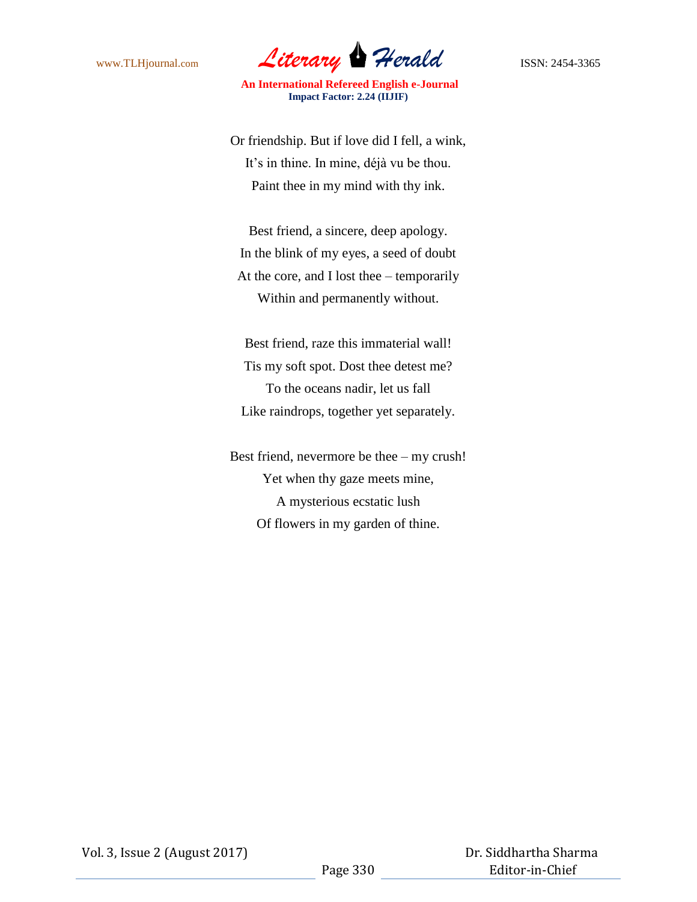Or friendship. But if love did I fell, a wink,  
It's in thine. In mine, déjà vu be thou.  
Paint thee in my mind with thy ink.

Best friend, a sincere, deep apology.  
In the blink of my eyes, a seed of doubt  
At the core, and I lost thee – temporarily  
Within and permanently without.

Best friend, raze this immaterial wall!  
Tis my soft spot. Dost thee detest me?  
To the oceans nadir, let us fall  
Like raindrops, together yet separately.

Best friend, nevermore be thee – my crush!  
Yet when thy gaze meets mine,  
A mysterious ecstatic lush  
Of flowers in my garden of thine.